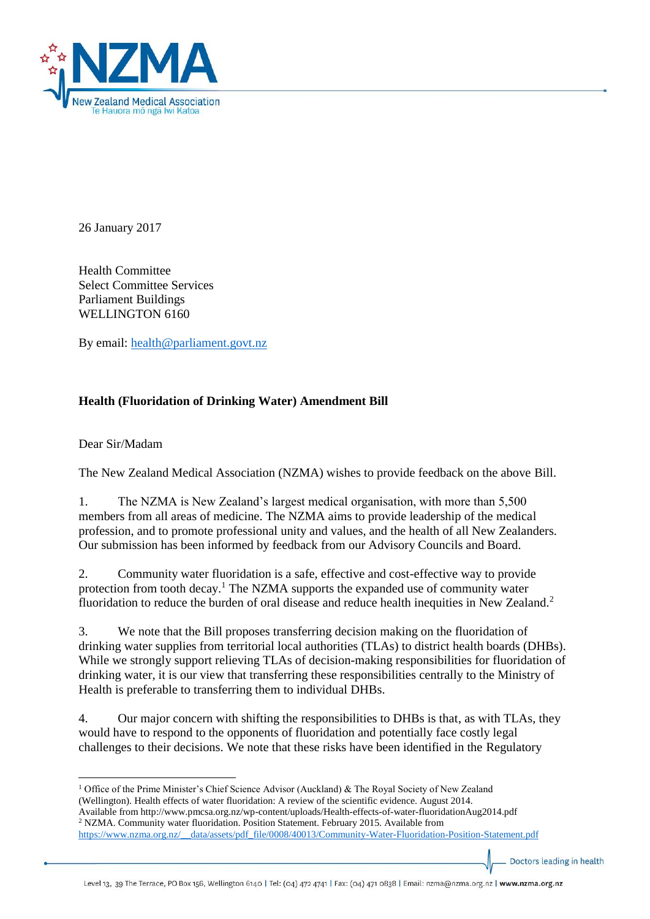26 January 2017

Health Committee
Select Committee Services
Parliament Buildings
WELLINGTON 6160

By email: health@parliament.govt.nz

**Health (Fluoridation of Drinking Water) Amendment Bill**

Dear Sir/Madam

The New Zealand Medical Association (NZMA) wishes to provide feedback on the above Bill.

1. The NZMA is New Zealand's largest medical organisation, with more than 5,500 members from all areas of medicine. The NZMA aims to provide leadership of the medical profession, and to promote professional unity and values, and the health of all New Zealanders. Our submission has been informed by feedback from our Advisory Councils and Board.

2. Community water fluoridation is a safe, effective and cost-effective way to provide protection from tooth decay.[1] The NZMA supports the expanded use of community water fluoridation to reduce the burden of oral disease and reduce health inequities in New Zealand.[2]

3. We note that the Bill proposes transferring decision making on the fluoridation of drinking water supplies from territorial local authorities (TLAs) to district health boards (DHBs). While we strongly support relieving TLAs of decision-making responsibilities for fluoridation of drinking water, it is our view that transferring these responsibilities centrally to the Ministry of Health is preferable to transferring them to individual DHBs.

4. Our major concern with shifting the responsibilities to DHBs is that, as with TLAs, they would have to respond to the opponents of fluoridation and potentially face costly legal challenges to their decisions. We note that these risks have been identified in the Regulatory

---

[1] Office of the Prime Minister's Chief Science Advisor (Auckland) & The Royal Society of New Zealand (Wellington). Health effects of water fluoridation: A review of the scientific evidence. August 2014. Available from http://www.pmcsa.org.nz/wp-content/uploads/Health-effects-of-water-fluoridationAug2014.pdf

[2] NZMA. Community water fluoridation. Position Statement. February 2015. Available from https://www.nzma.org.nz/__data/assets/pdf_file/0008/40013/Community-Water-Fluoridation-Position-Statement.pdf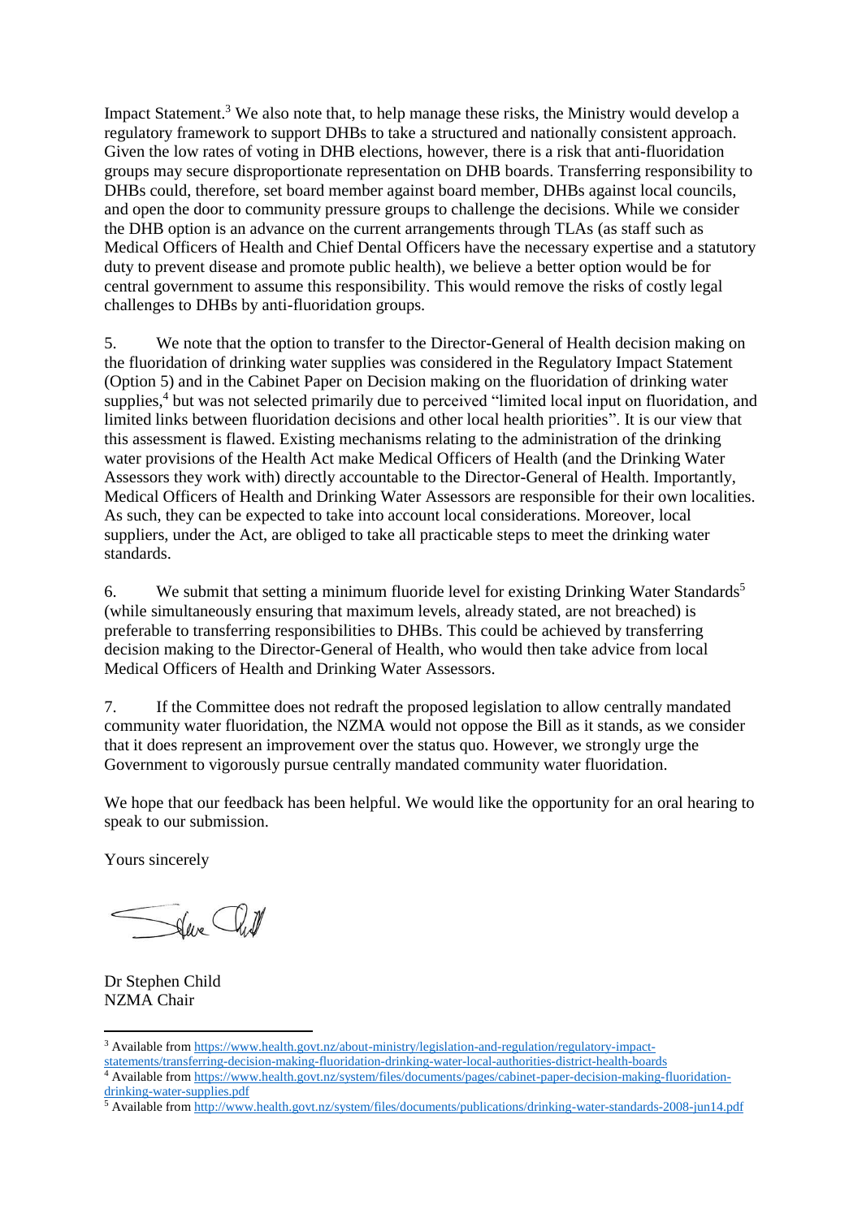Impact Statement.[3] We also note that, to help manage these risks, the Ministry would develop a regulatory framework to support DHBs to take a structured and nationally consistent approach. Given the low rates of voting in DHB elections, however, there is a risk that anti-fluoridation groups may secure disproportionate representation on DHB boards. Transferring responsibility to DHBs could, therefore, set board member against board member, DHBs against local councils, and open the door to community pressure groups to challenge the decisions. While we consider the DHB option is an advance on the current arrangements through TLAs (as staff such as Medical Officers of Health and Chief Dental Officers have the necessary expertise and a statutory duty to prevent disease and promote public health), we believe a better option would be for central government to assume this responsibility. This would remove the risks of costly legal challenges to DHBs by anti-fluoridation groups.

5. We note that the option to transfer to the Director-General of Health decision making on the fluoridation of drinking water supplies was considered in the Regulatory Impact Statement (Option 5) and in the Cabinet Paper on Decision making on the fluoridation of drinking water supplies,[4] but was not selected primarily due to perceived "limited local input on fluoridation, and limited links between fluoridation decisions and other local health priorities". It is our view that this assessment is flawed. Existing mechanisms relating to the administration of the drinking water provisions of the Health Act make Medical Officers of Health (and the Drinking Water Assessors they work with) directly accountable to the Director-General of Health. Importantly, Medical Officers of Health and Drinking Water Assessors are responsible for their own localities. As such, they can be expected to take into account local considerations. Moreover, local suppliers, under the Act, are obliged to take all practicable steps to meet the drinking water standards.

6. We submit that setting a minimum fluoride level for existing Drinking Water Standards[5] (while simultaneously ensuring that maximum levels, already stated, are not breached) is preferable to transferring responsibilities to DHBs. This could be achieved by transferring decision making to the Director-General of Health, who would then take advice from local Medical Officers of Health and Drinking Water Assessors.

7. If the Committee does not redraft the proposed legislation to allow centrally mandated community water fluoridation, the NZMA would not oppose the Bill as it stands, as we consider that it does represent an improvement over the status quo. However, we strongly urge the Government to vigorously pursue centrally mandated community water fluoridation.

We hope that our feedback has been helpful. We would like the opportunity for an oral hearing to speak to our submission.

Yours sincerely

Dr Stephen Child
NZMA Chair

---

[3] Available from https://www.health.govt.nz/about-ministry/legislation-and-regulation/regulatory-impact-statements/transferring-decision-making-fluoridation-drinking-water-local-authorities-district-health-boards

[4] Available from https://www.health.govt.nz/system/files/documents/pages/cabinet-paper-decision-making-fluoridation-drinking-water-supplies.pdf

[5] Available from http://www.health.govt.nz/system/files/documents/publications/drinking-water-standards-2008-jun14.pdf